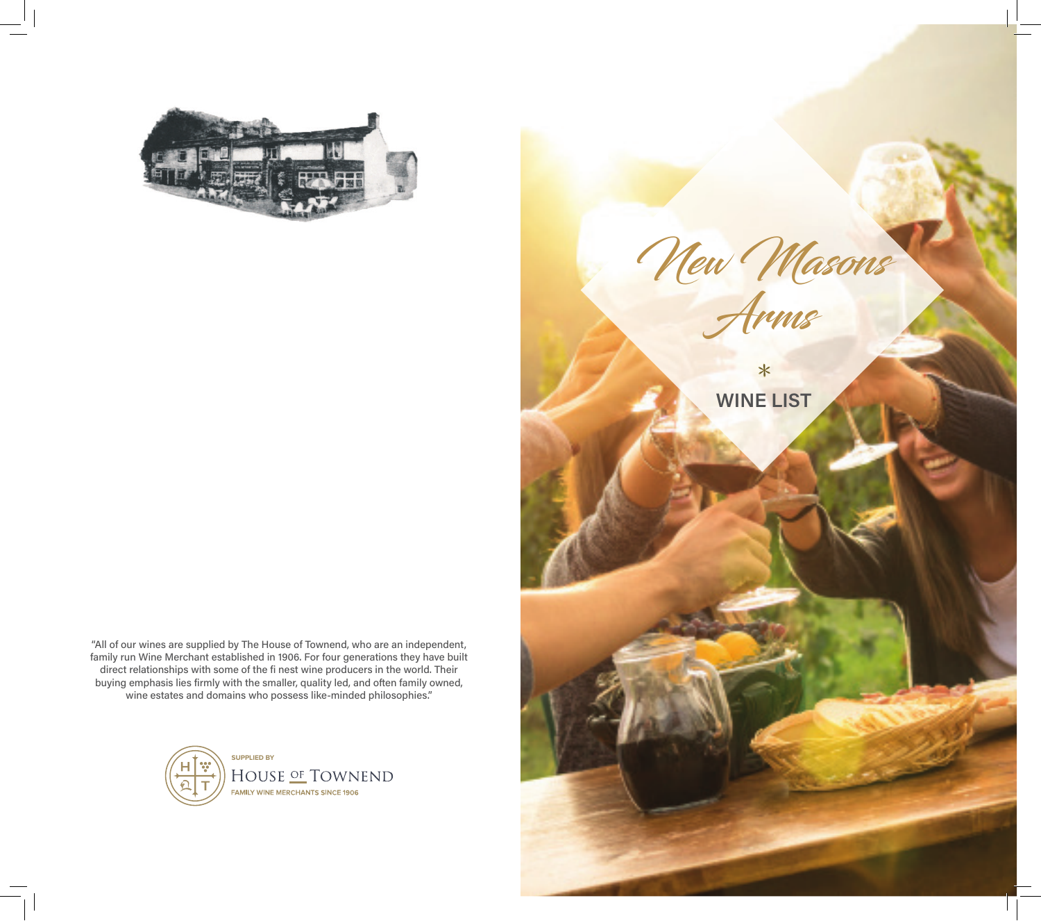"All of our wines are supplied by The House of Townend, who are an independent, family run Wine Merchant established in 1906. For four generations they have built direct relationships with some of the fi nest wine producers in the world. Their buying emphasis lies firmly with the smaller, quality led, and often family owned, wine estates and domains who possess like-minded philosophies."

SUPPLIED BY

HOUSE OF TOWNEND

FAMILY WINE MERCHANTS SINCE 1906

# New Masons Arms

*

## WINE LIST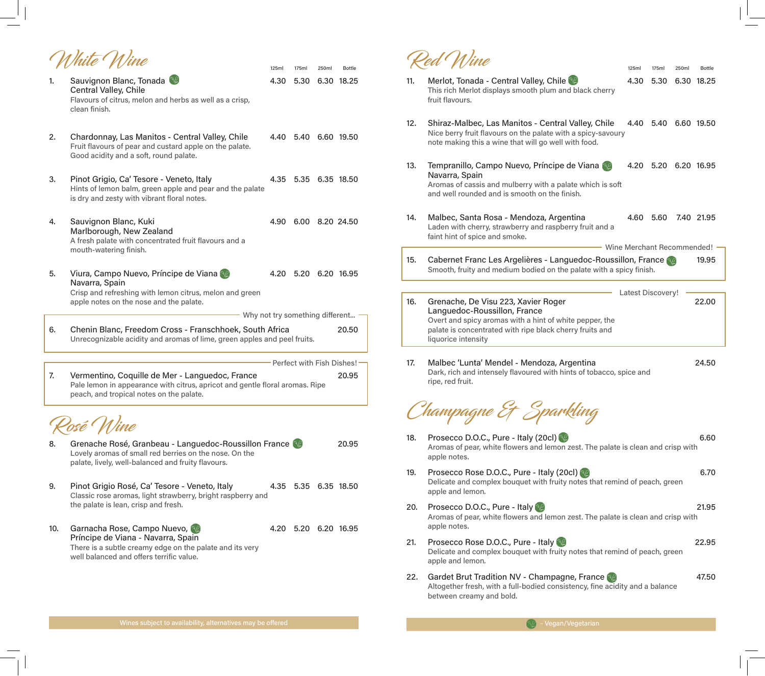# White Wine

| | | 125ml | 175ml | 250ml | Bottle |
|---|---|---|---|---|---|
| 1. | Sauvignon Blanc, Tonada (V) Central Valley, Chile<br>Flavours of citrus, melon and herbs as well as a crisp, clean finish. | 4.30 | 5.30 | 6.30 | 18.25 |
| 2. | Chardonnay, Las Manitos - Central Valley, Chile<br>Fruit flavours of pear and custard apple on the palate. Good acidity and a soft, round palate. | 4.40 | 5.40 | 6.60 | 19.50 |
| 3. | Pinot Grigio, Ca' Tesore - Veneto, Italy<br>Hints of lemon balm, green apple and pear and the palate is dry and zesty with vibrant floral notes. | 4.35 | 5.35 | 6.35 | 18.50 |
| 4. | Sauvignon Blanc, Kuki Marlborough, New Zealand<br>A fresh palate with concentrated fruit flavours and a mouth-watering finish. | 4.90 | 6.00 | 8.20 | 24.50 |
| 5. | Viura, Campo Nuevo, Príncipe de Viana (V) Navarra, Spain<br>Crisp and refreshing with lemon citrus, melon and green apple notes on the nose and the palate. | 4.20 | 5.20 | 6.20 | 16.95 |

*Why not try something different...*

6. Chenin Blanc, Freedom Cross - Franschhoek, South Africa — 20.50
Unrecognizable acidity and aromas of lime, green apples and peel fruits.

*Perfect with Fish Dishes!*

7. Vermentino, Coquille de Mer - Languedoc, France — 20.95
Pale lemon in appearance with citrus, apricot and gentle floral aromas. Ripe peach, and tropical notes on the palate.

# Rosé Wine

| | | 125ml | 175ml | 250ml | Bottle |
|---|---|---|---|---|---|
| 8. | Grenache Rosé, Granbeau - Languedoc-Roussillon France (V)<br>Lovely aromas of small red berries on the nose. On the palate, lively, well-balanced and fruity flavours. | | | | 20.95 |
| 9. | Pinot Grigio Rosé, Ca' Tesore - Veneto, Italy<br>Classic rose aromas, light strawberry, bright raspberry and the palate is lean, crisp and fresh. | 4.35 | 5.35 | 6.35 | 18.50 |
| 10. | Garnacha Rose, Campo Nuevo, (V) Príncipe de Viana - Navarra, Spain<br>There is a subtle creamy edge on the palate and its very well balanced and offers terrific value. | 4.20 | 5.20 | 6.20 | 16.95 |

Wines subject to availability, alternatives may be offered

# Red Wine

| | | 125ml | 175ml | 250ml | Bottle |
|---|---|---|---|---|---|
| 11. | Merlot, Tonada - Central Valley, Chile (V)<br>This rich Merlot displays smooth plum and black cherry fruit flavours. | 4.30 | 5.30 | 6.30 | 18.25 |
| 12. | Shiraz-Malbec, Las Manitos - Central Valley, Chile<br>Nice berry fruit flavours on the palate with a spicy-savoury note making this a wine that will go well with food. | 4.40 | 5.40 | 6.60 | 19.50 |
| 13. | Tempranillo, Campo Nuevo, Príncipe de Viana (V) Navarra, Spain<br>Aromas of cassis and mulberry with a palate which is soft and well rounded and is smooth on the finish. | 4.20 | 5.20 | 6.20 | 16.95 |
| 14. | Malbec, Santa Rosa - Mendoza, Argentina<br>Laden with cherry, strawberry and raspberry fruit and a faint hint of spice and smoke. | 4.60 | 5.60 | 7.40 | 21.95 |

*Wine Merchant Recommended!*

15. Cabernet Franc Les Argelières - Languedoc-Roussillon, France (V) — 19.95
Smooth, fruity and medium bodied on the palate with a spicy finish.

*Latest Discovery!*

16. Grenache, De Visu 223, Xavier Roger Languedoc-Roussillon, France — 22.00
Overt and spicy aromas with a hint of white pepper, the palate is concentrated with ripe black cherry fruits and liquorice intensity

17. Malbec 'Lunta' Mendel - Mendoza, Argentina — 24.50
Dark, rich and intensely flavoured with hints of tobacco, spice and ripe, red fruit.

# Champagne & Sparkling

18. Prosecco D.O.C., Pure - Italy (20cl) (V) — 6.60
Aromas of pear, white flowers and lemon zest. The palate is clean and crisp with apple notes.

19. Prosecco Rose D.O.C., Pure - Italy (20cl) (V) — 6.70
Delicate and complex bouquet with fruity notes that remind of peach, green apple and lemon.

20. Prosecco D.O.C., Pure - Italy (V) — 21.95
Aromas of pear, white flowers and lemon zest. The palate is clean and crisp with apple notes.

21. Prosecco Rose D.O.C., Pure - Italy (V) — 22.95
Delicate and complex bouquet with fruity notes that remind of peach, green apple and lemon.

22. Gardet Brut Tradition NV - Champagne, France (V) — 47.50
Altogether fresh, with a full-bodied consistency, fine acidity and a balance between creamy and bold.

(V) - Vegan/Vegetarian